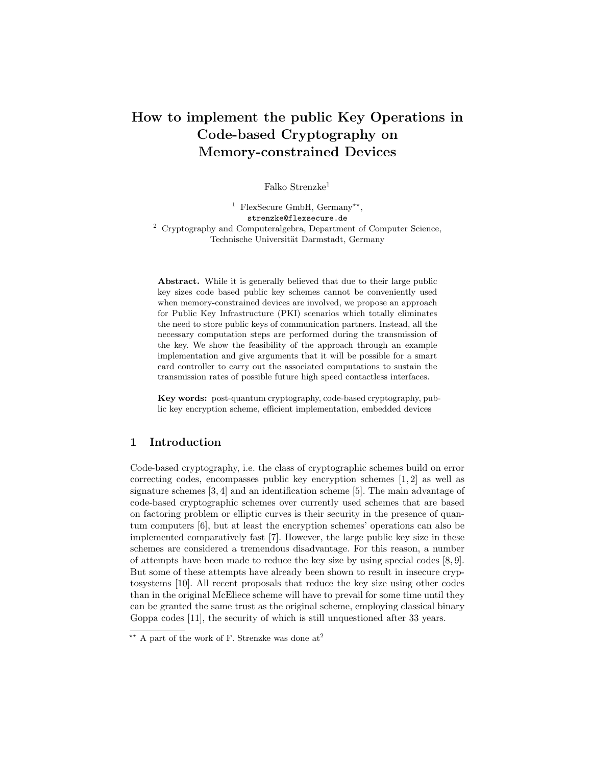# How to implement the public Key Operations in Code-based Cryptography on Memory-constrained Devices

Falko Strenzke[1]

[1] FlexSecure GmbH, Germany[**], strenzke@flexsecure.de

[2] Cryptography and Computeralgebra, Department of Computer Science, Technische Universität Darmstadt, Germany

**Abstract.** While it is generally believed that due to their large public key sizes code based public key schemes cannot be conveniently used when memory-constrained devices are involved, we propose an approach for Public Key Infrastructure (PKI) scenarios which totally eliminates the need to store public keys of communication partners. Instead, all the necessary computation steps are performed during the transmission of the key. We show the feasibility of the approach through an example implementation and give arguments that it will be possible for a smart card controller to carry out the associated computations to sustain the transmission rates of possible future high speed contactless interfaces.

**Key words:** post-quantum cryptography, code-based cryptography, public key encryption scheme, efficient implementation, embedded devices

## 1 Introduction

Code-based cryptography, i.e. the class of cryptographic schemes build on error correcting codes, encompasses public key encryption schemes [1, 2] as well as signature schemes [3, 4] and an identification scheme [5]. The main advantage of code-based cryptographic schemes over currently used schemes that are based on factoring problem or elliptic curves is their security in the presence of quantum computers [6], but at least the encryption schemes' operations can also be implemented comparatively fast [7]. However, the large public key size in these schemes are considered a tremendous disadvantage. For this reason, a number of attempts have been made to reduce the key size by using special codes [8, 9]. But some of these attempts have already been shown to result in insecure cryptosystems [10]. All recent proposals that reduce the key size using other codes than in the original McEliece scheme will have to prevail for some time until they can be granted the same trust as the original scheme, employing classical binary Goppa codes [11], the security of which is still unquestioned after 33 years.

[**] A part of the work of F. Strenzke was done at[2]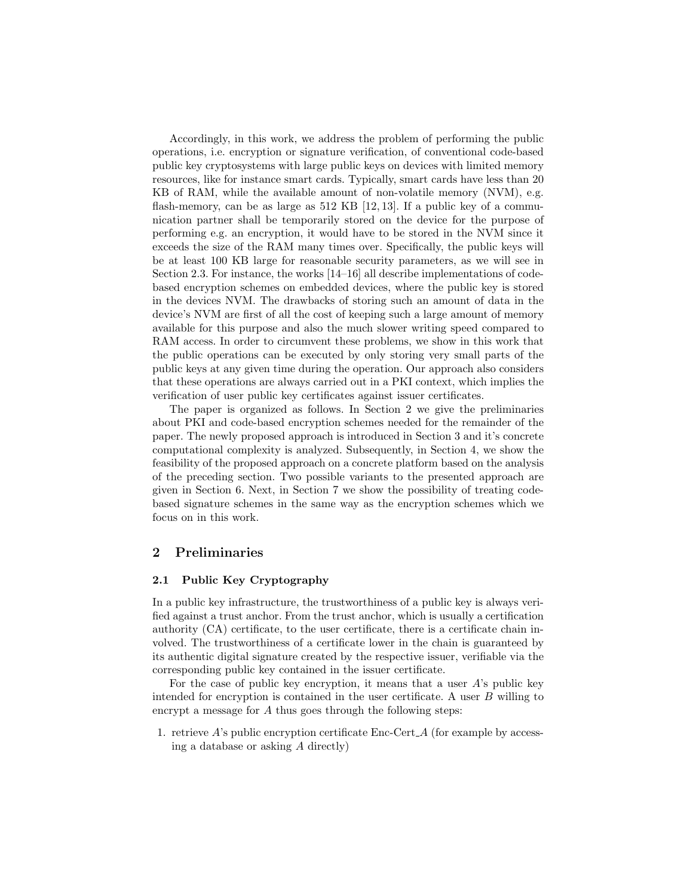Accordingly, in this work, we address the problem of performing the public operations, i.e. encryption or signature verification, of conventional code-based public key cryptosystems with large public keys on devices with limited memory resources, like for instance smart cards. Typically, smart cards have less than 20 KB of RAM, while the available amount of non-volatile memory (NVM), e.g. flash-memory, can be as large as 512 KB [12, 13]. If a public key of a communication partner shall be temporarily stored on the device for the purpose of performing e.g. an encryption, it would have to be stored in the NVM since it exceeds the size of the RAM many times over. Specifically, the public keys will be at least 100 KB large for reasonable security parameters, as we will see in Section 2.3. For instance, the works [14–16] all describe implementations of code-based encryption schemes on embedded devices, where the public key is stored in the devices NVM. The drawbacks of storing such an amount of data in the device's NVM are first of all the cost of keeping such a large amount of memory available for this purpose and also the much slower writing speed compared to RAM access. In order to circumvent these problems, we show in this work that the public operations can be executed by only storing very small parts of the public keys at any given time during the operation. Our approach also considers that these operations are always carried out in a PKI context, which implies the verification of user public key certificates against issuer certificates.

The paper is organized as follows. In Section 2 we give the preliminaries about PKI and code-based encryption schemes needed for the remainder of the paper. The newly proposed approach is introduced in Section 3 and it's concrete computational complexity is analyzed. Subsequently, in Section 4, we show the feasibility of the proposed approach on a concrete platform based on the analysis of the preceding section. Two possible variants to the presented approach are given in Section 6. Next, in Section 7 we show the possibility of treating code-based signature schemes in the same way as the encryption schemes which we focus on in this work.

## 2 Preliminaries

### 2.1 Public Key Cryptography

In a public key infrastructure, the trustworthiness of a public key is always verified against a trust anchor. From the trust anchor, which is usually a certification authority (CA) certificate, to the user certificate, there is a certificate chain involved. The trustworthiness of a certificate lower in the chain is guaranteed by its authentic digital signature created by the respective issuer, verifiable via the corresponding public key contained in the issuer certificate.

For the case of public key encryption, it means that a user $A$'s public key intended for encryption is contained in the user certificate. A user $B$ willing to encrypt a message for $A$ thus goes through the following steps:

1. retrieve $A$'s public encryption certificate Enc-Cert_$A$ (for example by accessing a database or asking $A$ directly)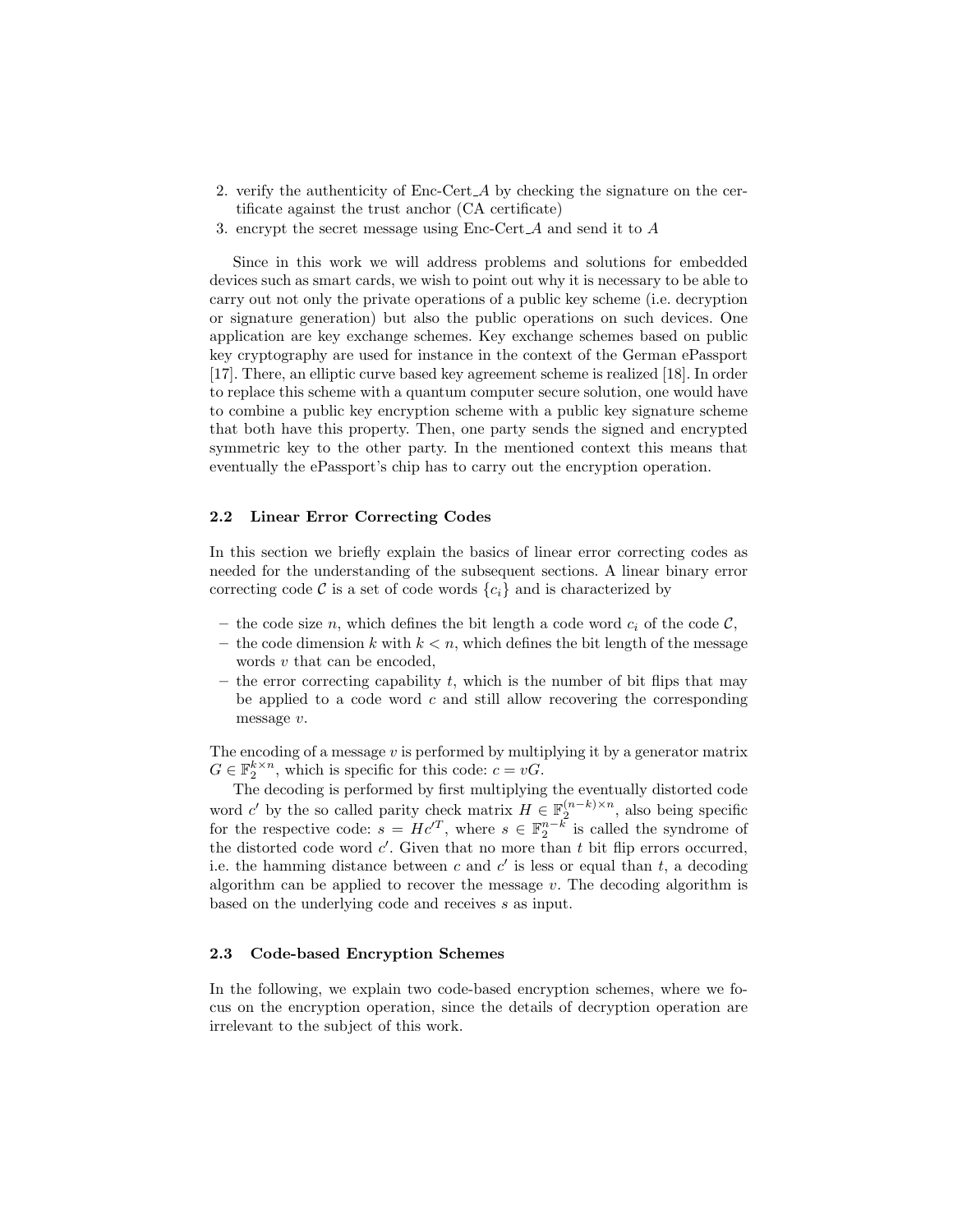2. verify the authenticity of Enc-Cert_A by checking the signature on the certificate against the trust anchor (CA certificate)
3. encrypt the secret message using Enc-Cert_A and send it to $A$

Since in this work we will address problems and solutions for embedded devices such as smart cards, we wish to point out why it is necessary to be able to carry out not only the private operations of a public key scheme (i.e. decryption or signature generation) but also the public operations on such devices. One application are key exchange schemes. Key exchange schemes based on public key cryptography are used for instance in the context of the German ePassport [17]. There, an elliptic curve based key agreement scheme is realized [18]. In order to replace this scheme with a quantum computer secure solution, one would have to combine a public key encryption scheme with a public key signature scheme that both have this property. Then, one party sends the signed and encrypted symmetric key to the other party. In the mentioned context this means that eventually the ePassport's chip has to carry out the encryption operation.

### 2.2 Linear Error Correcting Codes

In this section we briefly explain the basics of linear error correcting codes as needed for the understanding of the subsequent sections. A linear binary error correcting code $\mathcal{C}$ is a set of code words $\{c_i\}$ and is characterized by

- the code size $n$, which defines the bit length a code word $c_i$ of the code $\mathcal{C}$,
- the code dimension $k$ with $k < n$, which defines the bit length of the message words $v$ that can be encoded,
- the error correcting capability $t$, which is the number of bit flips that may be applied to a code word $c$ and still allow recovering the corresponding message $v$.

The encoding of a message $v$ is performed by multiplying it by a generator matrix $G \in \mathbb{F}_2^{k \times n}$, which is specific for this code: $c = vG$.

The decoding is performed by first multiplying the eventually distorted code word $c'$ by the so called parity check matrix $H \in \mathbb{F}_2^{(n-k) \times n}$, also being specific for the respective code: $s = Hc'^T$, where $s \in \mathbb{F}_2^{n-k}$ is called the syndrome of the distorted code word $c'$. Given that no more than $t$ bit flip errors occurred, i.e. the hamming distance between $c$ and $c'$ is less or equal than $t$, a decoding algorithm can be applied to recover the message $v$. The decoding algorithm is based on the underlying code and receives $s$ as input.

### 2.3 Code-based Encryption Schemes

In the following, we explain two code-based encryption schemes, where we focus on the encryption operation, since the details of decryption operation are irrelevant to the subject of this work.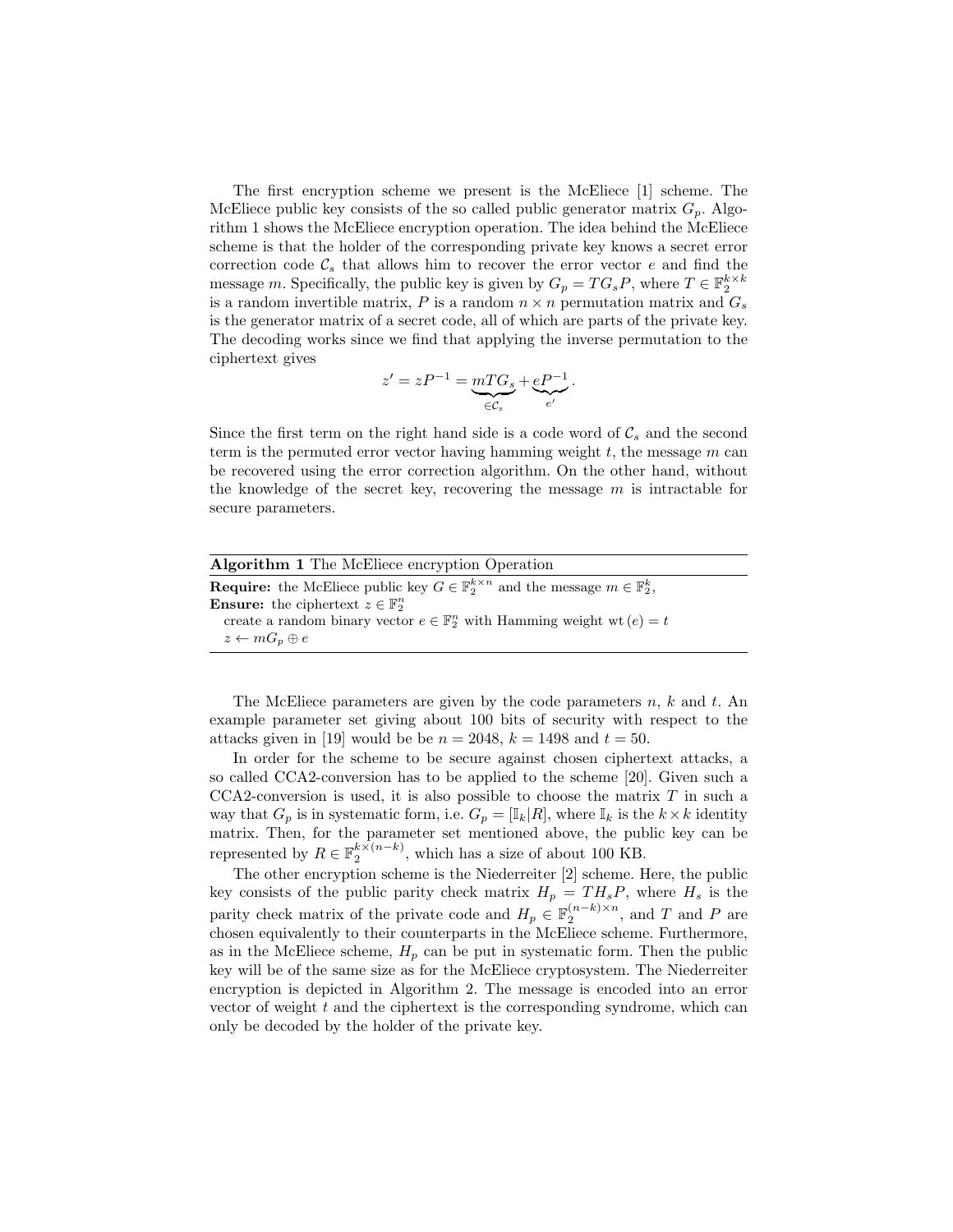The first encryption scheme we present is the McEliece [1] scheme. The McEliece public key consists of the so called public generator matrix $G_p$. Algorithm 1 shows the McEliece encryption operation. The idea behind the McEliece scheme is that the holder of the corresponding private key knows a secret error correction code $\mathcal{C}_s$ that allows him to recover the error vector $e$ and find the message $m$. Specifically, the public key is given by $G_p = TG_sP$, where $T \in \mathbb{F}_2^{k \times k}$ is a random invertible matrix, $P$ is a random $n \times n$ permutation matrix and $G_s$ is the generator matrix of a secret code, all of which are parts of the private key. The decoding works since we find that applying the inverse permutation to the ciphertext gives

$$z' = zP^{-1} = \underbrace{mTG_s}_{\in \mathcal{C}_s} + \underbrace{eP^{-1}}_{e'}.$$

Since the first term on the right hand side is a code word of $\mathcal{C}_s$ and the second term is the permuted error vector having hamming weight $t$, the message $m$ can be recovered using the error correction algorithm. On the other hand, without the knowledge of the secret key, recovering the message $m$ is intractable for secure parameters.

**Algorithm 1** The McEliece encryption Operation

**Require:** the McEliece public key $G \in \mathbb{F}_2^{k \times n}$ and the message $m \in \mathbb{F}_2^k$,
**Ensure:** the ciphertext $z \in \mathbb{F}_2^n$
create a random binary vector $e \in \mathbb{F}_2^n$ with Hamming weight $\mathrm{wt}(e) = t$
$z \leftarrow mG_p \oplus e$

The McEliece parameters are given by the code parameters $n$, $k$ and $t$. An example parameter set giving about 100 bits of security with respect to the attacks given in [19] would be be $n = 2048$, $k = 1498$ and $t = 50$.

In order for the scheme to be secure against chosen ciphertext attacks, a so called CCA2-conversion has to be applied to the scheme [20]. Given such a CCA2-conversion is used, it is also possible to choose the matrix $T$ in such a way that $G_p$ is in systematic form, i.e. $G_p = [\mathbb{I}_k | R]$, where $\mathbb{I}_k$ is the $k \times k$ identity matrix. Then, for the parameter set mentioned above, the public key can be represented by $R \in \mathbb{F}_2^{k \times (n-k)}$, which has a size of about 100 KB.

The other encryption scheme is the Niederreiter [2] scheme. Here, the public key consists of the public parity check matrix $H_p = TH_sP$, where $H_s$ is the parity check matrix of the private code and $H_p \in \mathbb{F}_2^{(n-k) \times n}$, and $T$ and $P$ are chosen equivalently to their counterparts in the McEliece scheme. Furthermore, as in the McEliece scheme, $H_p$ can be put in systematic form. Then the public key will be of the same size as for the McEliece cryptosystem. The Niederreiter encryption is depicted in Algorithm 2. The message is encoded into an error vector of weight $t$ and the ciphertext is the corresponding syndrome, which can only be decoded by the holder of the private key.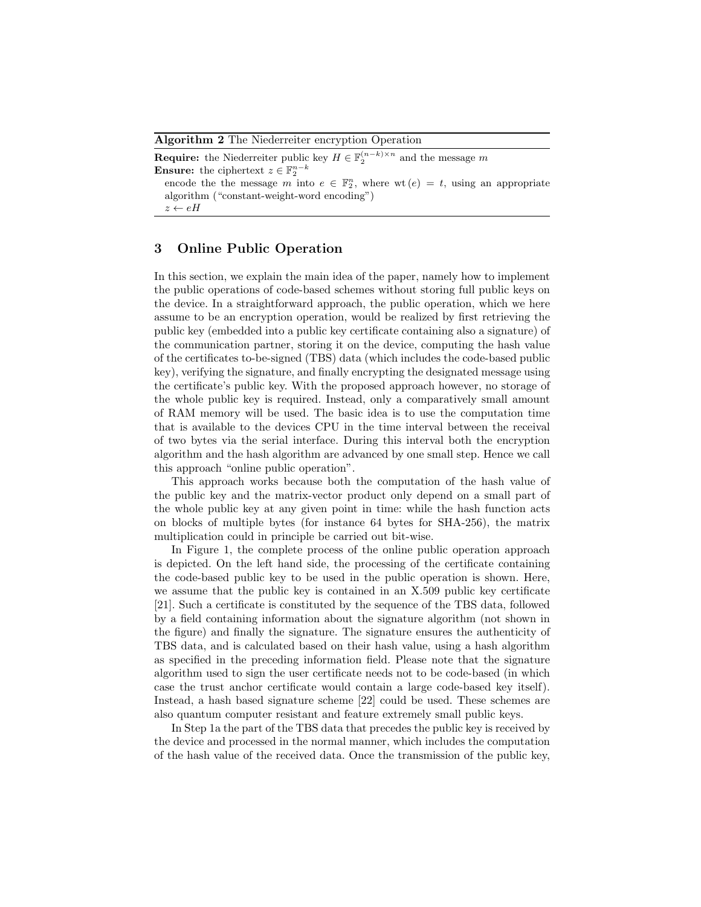**Algorithm 2** The Niederreiter encryption Operation

**Require:** the Niederreiter public key $H \in \mathbb{F}_2^{(n-k)\times n}$ and the message $m$
**Ensure:** the ciphertext $z \in \mathbb{F}_2^{n-k}$
encode the the message $m$ into $e \in \mathbb{F}_2^n$, where $\mathrm{wt}(e) = t$, using an appropriate algorithm ("constant-weight-word encoding")
$z \leftarrow eH$

## 3 Online Public Operation

In this section, we explain the main idea of the paper, namely how to implement the public operations of code-based schemes without storing full public keys on the device. In a straightforward approach, the public operation, which we here assume to be an encryption operation, would be realized by first retrieving the public key (embedded into a public key certificate containing also a signature) of the communication partner, storing it on the device, computing the hash value of the certificates to-be-signed (TBS) data (which includes the code-based public key), verifying the signature, and finally encrypting the designated message using the certificate's public key. With the proposed approach however, no storage of the whole public key is required. Instead, only a comparatively small amount of RAM memory will be used. The basic idea is to use the computation time that is available to the devices CPU in the time interval between the receival of two bytes via the serial interface. During this interval both the encryption algorithm and the hash algorithm are advanced by one small step. Hence we call this approach "online public operation".

This approach works because both the computation of the hash value of the public key and the matrix-vector product only depend on a small part of the whole public key at any given point in time: while the hash function acts on blocks of multiple bytes (for instance 64 bytes for SHA-256), the matrix multiplication could in principle be carried out bit-wise.

In Figure 1, the complete process of the online public operation approach is depicted. On the left hand side, the processing of the certificate containing the code-based public key to be used in the public operation is shown. Here, we assume that the public key is contained in an X.509 public key certificate [21]. Such a certificate is constituted by the sequence of the TBS data, followed by a field containing information about the signature algorithm (not shown in the figure) and finally the signature. The signature ensures the authenticity of TBS data, and is calculated based on their hash value, using a hash algorithm as specified in the preceding information field. Please note that the signature algorithm used to sign the user certificate needs not to be code-based (in which case the trust anchor certificate would contain a large code-based key itself). Instead, a hash based signature scheme [22] could be used. These schemes are also quantum computer resistant and feature extremely small public keys.

In Step 1a the part of the TBS data that precedes the public key is received by the device and processed in the normal manner, which includes the computation of the hash value of the received data. Once the transmission of the public key,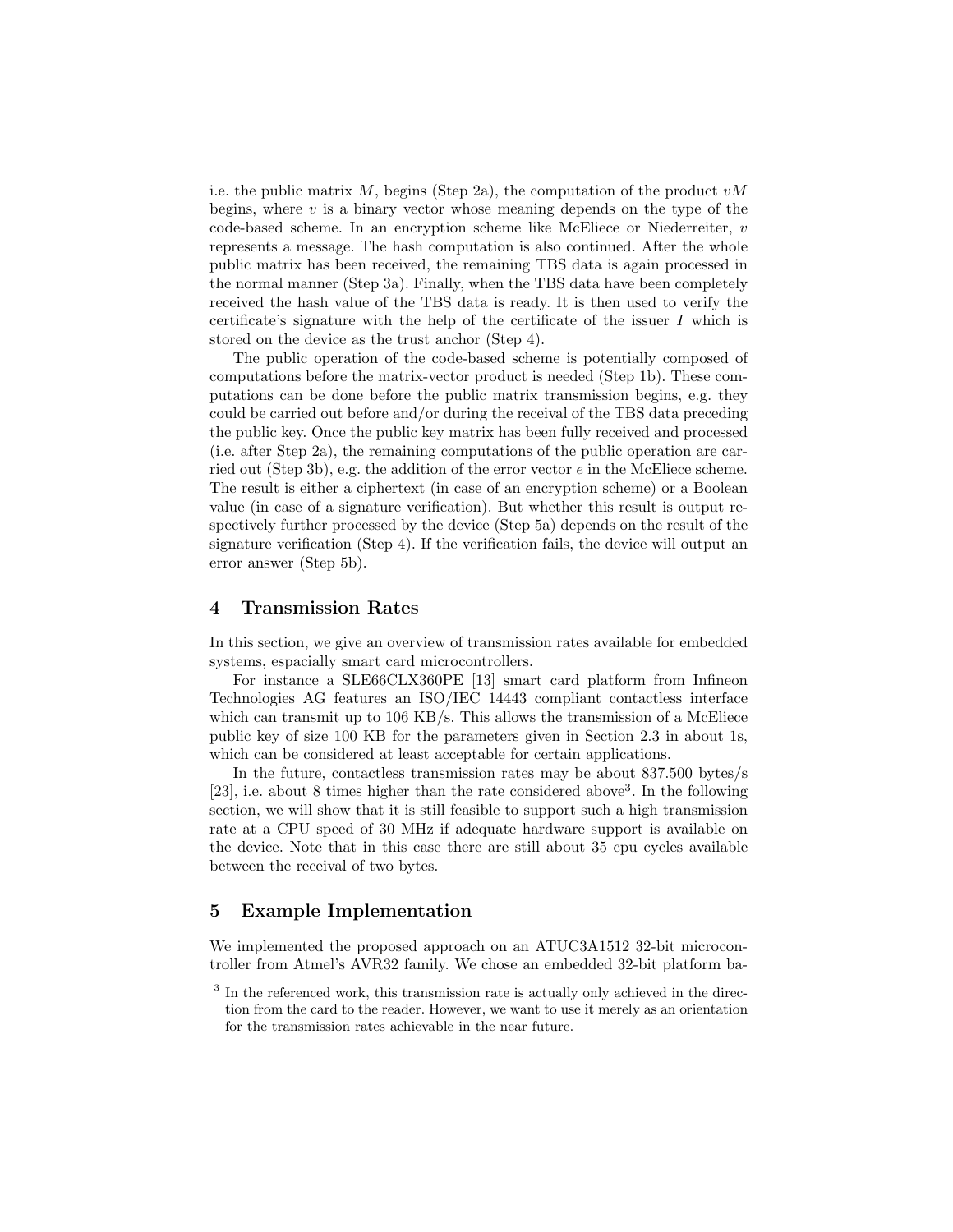i.e. the public matrix $M$, begins (Step 2a), the computation of the product $vM$ begins, where $v$ is a binary vector whose meaning depends on the type of the code-based scheme. In an encryption scheme like McEliece or Niederreiter, $v$ represents a message. The hash computation is also continued. After the whole public matrix has been received, the remaining TBS data is again processed in the normal manner (Step 3a). Finally, when the TBS data have been completely received the hash value of the TBS data is ready. It is then used to verify the certificate's signature with the help of the certificate of the issuer $I$ which is stored on the device as the trust anchor (Step 4).

The public operation of the code-based scheme is potentially composed of computations before the matrix-vector product is needed (Step 1b). These computations can be done before the public matrix transmission begins, e.g. they could be carried out before and/or during the receival of the TBS data preceding the public key. Once the public key matrix has been fully received and processed (i.e. after Step 2a), the remaining computations of the public operation are carried out (Step 3b), e.g. the addition of the error vector $e$ in the McEliece scheme. The result is either a ciphertext (in case of an encryption scheme) or a Boolean value (in case of a signature verification). But whether this result is output respectively further processed by the device (Step 5a) depends on the result of the signature verification (Step 4). If the verification fails, the device will output an error answer (Step 5b).

## 4 Transmission Rates

In this section, we give an overview of transmission rates available for embedded systems, espacially smart card microcontrollers.

For instance a SLE66CLX360PE [13] smart card platform from Infineon Technologies AG features an ISO/IEC 14443 compliant contactless interface which can transmit up to 106 KB/s. This allows the transmission of a McEliece public key of size 100 KB for the parameters given in Section 2.3 in about 1s, which can be considered at least acceptable for certain applications.

In the future, contactless transmission rates may be about 837.500 bytes/s [23], i.e. about 8 times higher than the rate considered above[3]. In the following section, we will show that it is still feasible to support such a high transmission rate at a CPU speed of 30 MHz if adequate hardware support is available on the device. Note that in this case there are still about 35 cpu cycles available between the receival of two bytes.

## 5 Example Implementation

We implemented the proposed approach on an ATUC3A1512 32-bit microcontroller from Atmel's AVR32 family. We chose an embedded 32-bit platform ba-

[3] In the referenced work, this transmission rate is actually only achieved in the direction from the card to the reader. However, we want to use it merely as an orientation for the transmission rates achievable in the near future.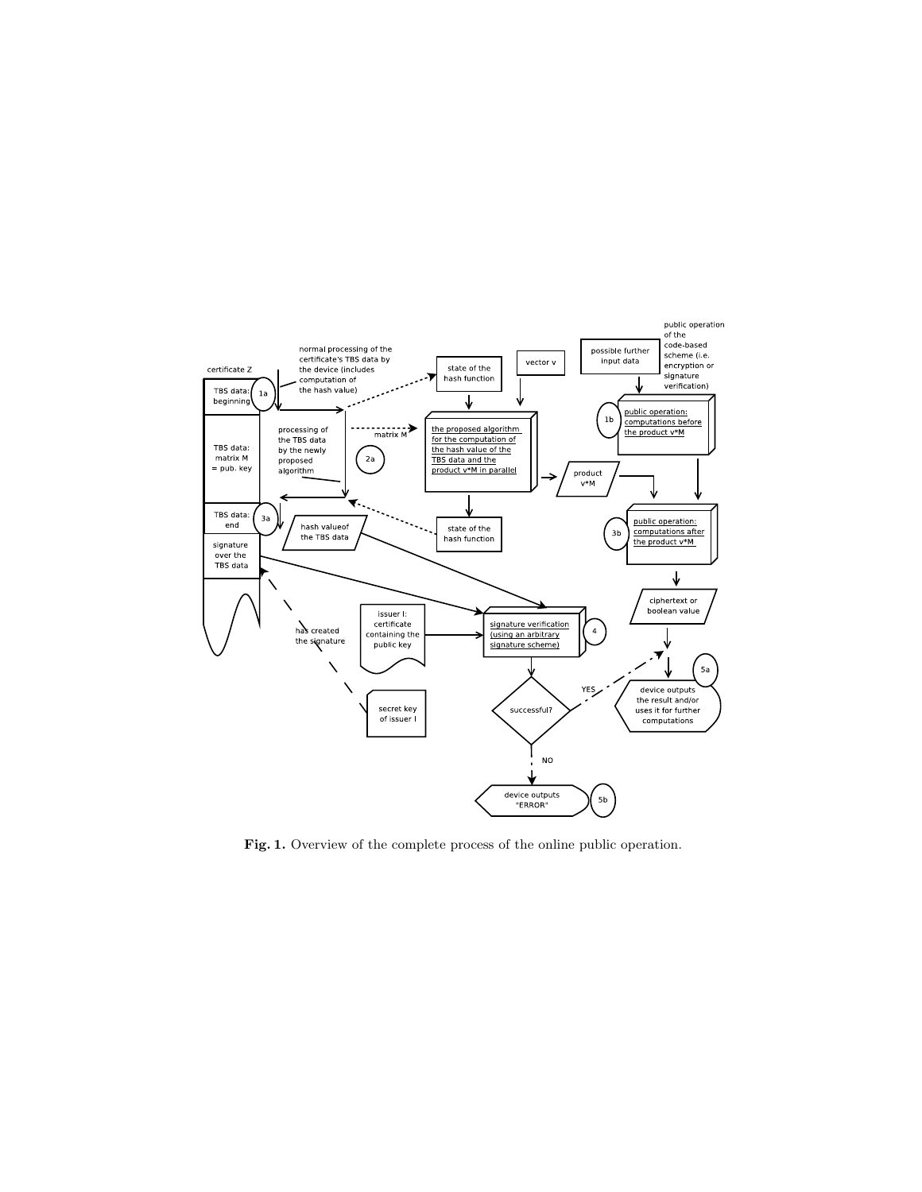Fig. 1. Overview of the complete process of the online public operation.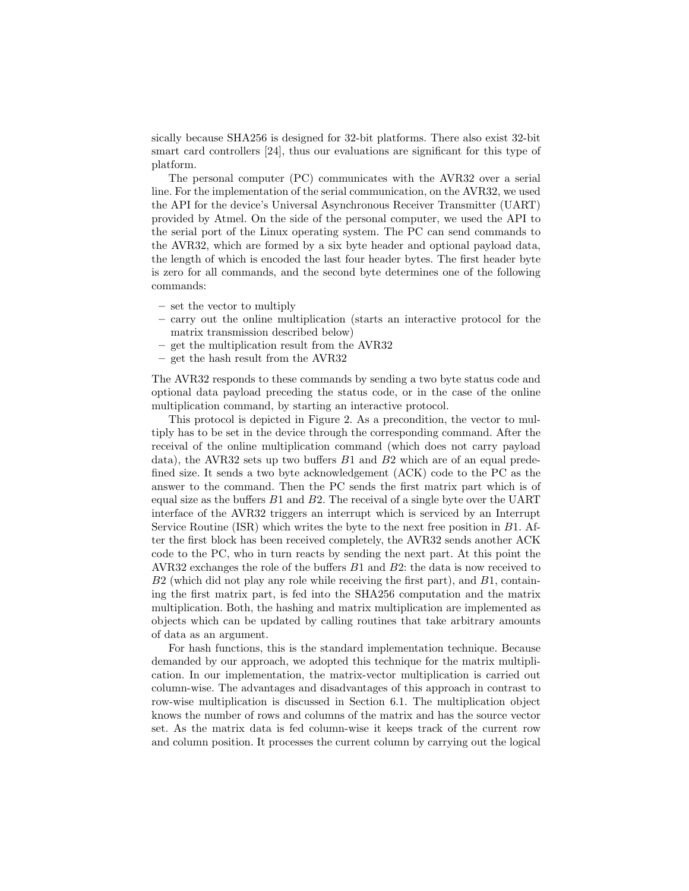sically because SHA256 is designed for 32-bit platforms. There also exist 32-bit smart card controllers [24], thus our evaluations are significant for this type of platform.

The personal computer (PC) communicates with the AVR32 over a serial line. For the implementation of the serial communication, on the AVR32, we used the API for the device's Universal Asynchronous Receiver Transmitter (UART) provided by Atmel. On the side of the personal computer, we used the API to the serial port of the Linux operating system. The PC can send commands to the AVR32, which are formed by a six byte header and optional payload data, the length of which is encoded the last four header bytes. The first header byte is zero for all commands, and the second byte determines one of the following commands:

– set the vector to multiply
– carry out the online multiplication (starts an interactive protocol for the matrix transmission described below)
– get the multiplication result from the AVR32
– get the hash result from the AVR32

The AVR32 responds to these commands by sending a two byte status code and optional data payload preceding the status code, or in the case of the online multiplication command, by starting an interactive protocol.

This protocol is depicted in Figure 2. As a precondition, the vector to multiply has to be set in the device through the corresponding command. After the receival of the online multiplication command (which does not carry payload data), the AVR32 sets up two buffers $B1$ and $B2$ which are of an equal predefined size. It sends a two byte acknowledgement (ACK) code to the PC as the answer to the command. Then the PC sends the first matrix part which is of equal size as the buffers $B1$ and $B2$. The receival of a single byte over the UART interface of the AVR32 triggers an interrupt which is serviced by an Interrupt Service Routine (ISR) which writes the byte to the next free position in $B1$. After the first block has been received completely, the AVR32 sends another ACK code to the PC, who in turn reacts by sending the next part. At this point the AVR32 exchanges the role of the buffers $B1$ and $B2$: the data is now received to $B2$ (which did not play any role while receiving the first part), and $B1$, containing the first matrix part, is fed into the SHA256 computation and the matrix multiplication. Both, the hashing and matrix multiplication are implemented as objects which can be updated by calling routines that take arbitrary amounts of data as an argument.

For hash functions, this is the standard implementation technique. Because demanded by our approach, we adopted this technique for the matrix multiplication. In our implementation, the matrix-vector multiplication is carried out column-wise. The advantages and disadvantages of this approach in contrast to row-wise multiplication is discussed in Section 6.1. The multiplication object knows the number of rows and columns of the matrix and has the source vector set. As the matrix data is fed column-wise it keeps track of the current row and column position. It processes the current column by carrying out the logical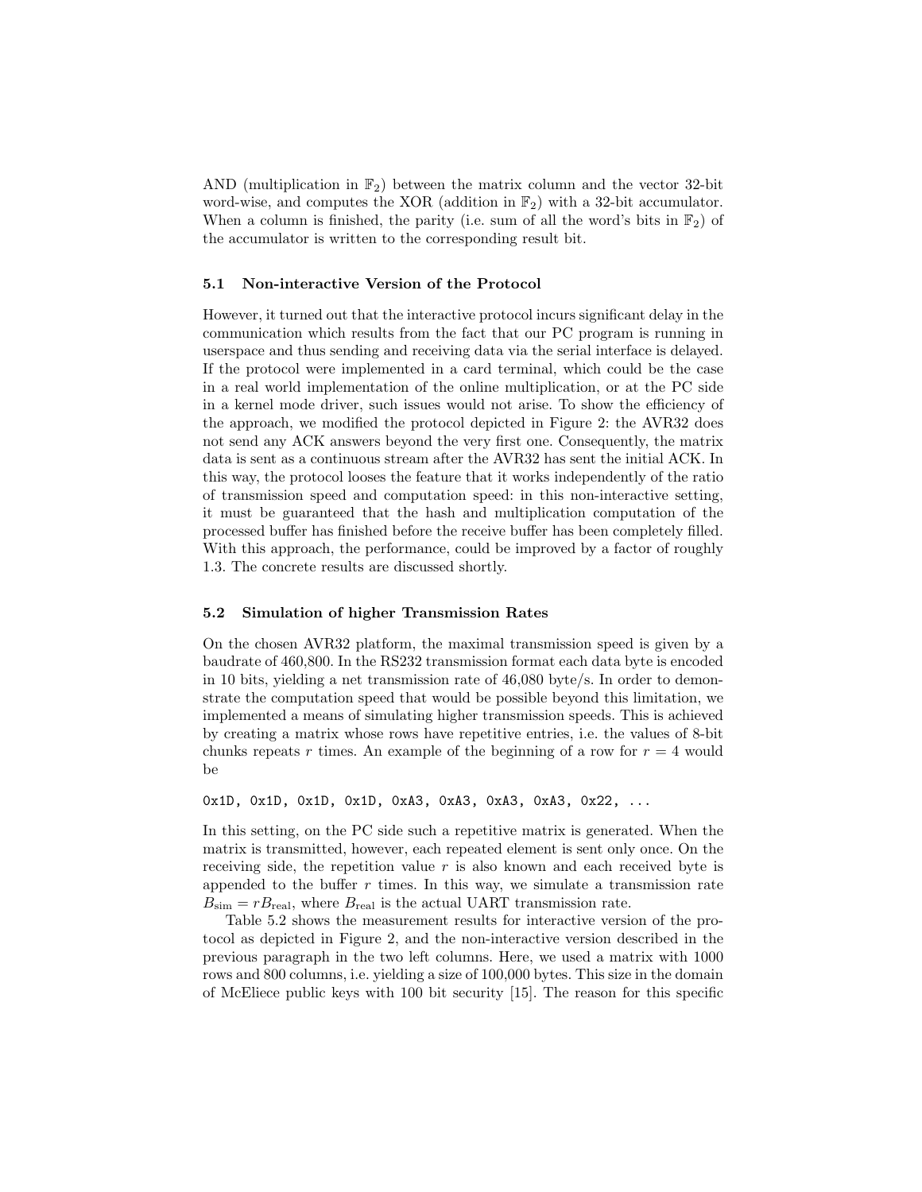AND (multiplication in $\mathbb{F}_2$) between the matrix column and the vector 32-bit word-wise, and computes the XOR (addition in $\mathbb{F}_2$) with a 32-bit accumulator. When a column is finished, the parity (i.e. sum of all the word's bits in $\mathbb{F}_2$) of the accumulator is written to the corresponding result bit.

### 5.1 Non-interactive Version of the Protocol

However, it turned out that the interactive protocol incurs significant delay in the communication which results from the fact that our PC program is running in userspace and thus sending and receiving data via the serial interface is delayed. If the protocol were implemented in a card terminal, which could be the case in a real world implementation of the online multiplication, or at the PC side in a kernel mode driver, such issues would not arise. To show the efficiency of the approach, we modified the protocol depicted in Figure 2: the AVR32 does not send any ACK answers beyond the very first one. Consequently, the matrix data is sent as a continuous stream after the AVR32 has sent the initial ACK. In this way, the protocol looses the feature that it works independently of the ratio of transmission speed and computation speed: in this non-interactive setting, it must be guaranteed that the hash and multiplication computation of the processed buffer has finished before the receive buffer has been completely filled. With this approach, the performance, could be improved by a factor of roughly 1.3. The concrete results are discussed shortly.

### 5.2 Simulation of higher Transmission Rates

On the chosen AVR32 platform, the maximal transmission speed is given by a baudrate of 460,800. In the RS232 transmission format each data byte is encoded in 10 bits, yielding a net transmission rate of 46,080 byte/s. In order to demonstrate the computation speed that would be possible beyond this limitation, we implemented a means of simulating higher transmission speeds. This is achieved by creating a matrix whose rows have repetitive entries, i.e. the values of 8-bit chunks repeats $r$ times. An example of the beginning of a row for $r = 4$ would be

```
0x1D, 0x1D, 0x1D, 0x1D, 0xA3, 0xA3, 0xA3, 0xA3, 0x22, ...
```

In this setting, on the PC side such a repetitive matrix is generated. When the matrix is transmitted, however, each repeated element is sent only once. On the receiving side, the repetition value $r$ is also known and each received byte is appended to the buffer $r$ times. In this way, we simulate a transmission rate $B_{\text{sim}} = rB_{\text{real}}$, where $B_{\text{real}}$ is the actual UART transmission rate.

Table 5.2 shows the measurement results for interactive version of the protocol as depicted in Figure 2, and the non-interactive version described in the previous paragraph in the two left columns. Here, we used a matrix with 1000 rows and 800 columns, i.e. yielding a size of 100,000 bytes. This size in the domain of McEliece public keys with 100 bit security [15]. The reason for this specific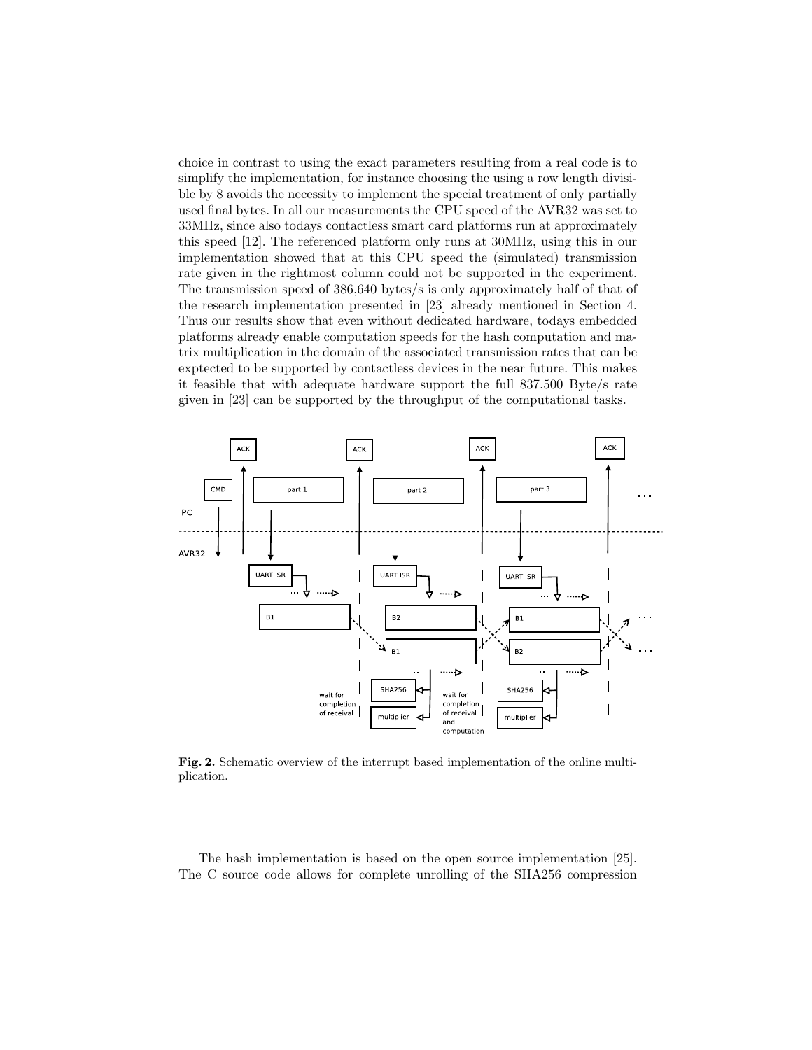choice in contrast to using the exact parameters resulting from a real code is to simplify the implementation, for instance choosing the using a row length divisible by 8 avoids the necessity to implement the special treatment of only partially used final bytes. In all our measurements the CPU speed of the AVR32 was set to 33MHz, since also todays contactless smart card platforms run at approximately this speed [12]. The referenced platform only runs at 30MHz, using this in our implementation showed that at this CPU speed the (simulated) transmission rate given in the rightmost column could not be supported in the experiment. The transmission speed of 386,640 bytes/s is only approximately half of that of the research implementation presented in [23] already mentioned in Section 4. Thus our results show that even without dedicated hardware, todays embedded platforms already enable computation speeds for the hash computation and matrix multiplication in the domain of the associated transmission rates that can be exptected to be supported by contactless devices in the near future. This makes it feasible that with adequate hardware support the full 837.500 Byte/s rate given in [23] can be supported by the throughput of the computational tasks.

**Fig. 2.** Schematic overview of the interrupt based implementation of the online multiplication.

The hash implementation is based on the open source implementation [25]. The C source code allows for complete unrolling of the SHA256 compression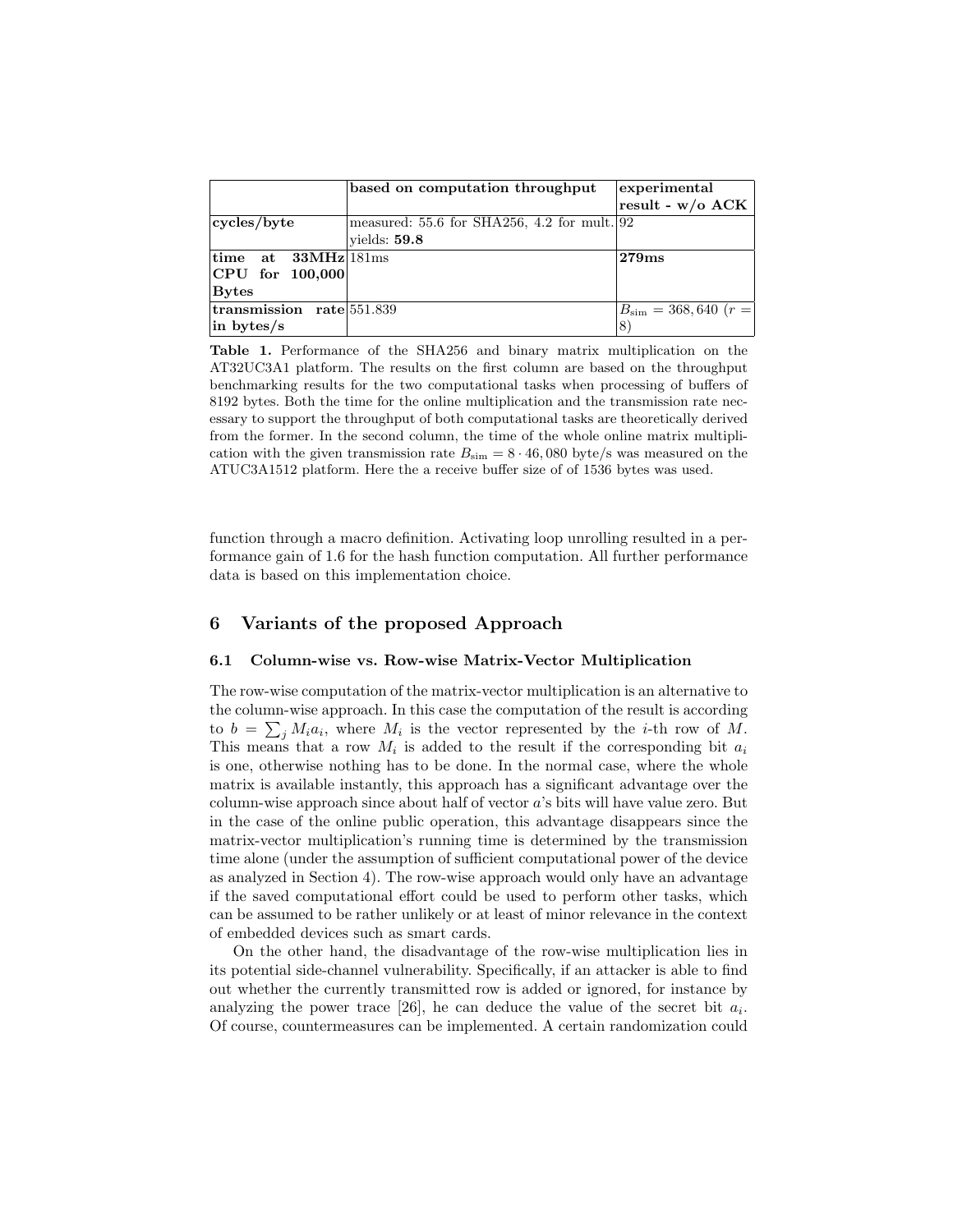| | **based on computation throughput** | **experimental result - w/o ACK** |
|---|---|---|
| **cycles/byte** | measured: 55.6 for SHA256, 4.2 for mult. yields: **59.8** | 92 |
| **time at 33MHz CPU for 100,000 Bytes** | 181ms | **279ms** |
| **transmission rate in bytes/s** | 551.839 | $B_{\text{sim}} = 368,640$ ($r = 8$) |

**Table 1.** Performance of the SHA256 and binary matrix multiplication on the AT32UC3A1 platform. The results on the first column are based on the throughput benchmarking results for the two computational tasks when processing of buffers of 8192 bytes. Both the time for the online multiplication and the transmission rate necessary to support the throughput of both computational tasks are theoretically derived from the former. In the second column, the time of the whole online matrix multiplication with the given transmission rate $B_{\text{sim}} = 8 \cdot 46,080$ byte/s was measured on the ATUC3A1512 platform. Here the a receive buffer size of of 1536 bytes was used.

function through a macro definition. Activating loop unrolling resulted in a performance gain of 1.6 for the hash function computation. All further performance data is based on this implementation choice.

## 6 Variants of the proposed Approach

### 6.1 Column-wise vs. Row-wise Matrix-Vector Multiplication

The row-wise computation of the matrix-vector multiplication is an alternative to the column-wise approach. In this case the computation of the result is according to $b = \sum_j M_i a_i$, where $M_i$ is the vector represented by the $i$-th row of $M$. This means that a row $M_i$ is added to the result if the corresponding bit $a_i$ is one, otherwise nothing has to be done. In the normal case, where the whole matrix is available instantly, this approach has a significant advantage over the column-wise approach since about half of vector $a$'s bits will have value zero. But in the case of the online public operation, this advantage disappears since the matrix-vector multiplication's running time is determined by the transmission time alone (under the assumption of sufficient computational power of the device as analyzed in Section 4). The row-wise approach would only have an advantage if the saved computational effort could be used to perform other tasks, which can be assumed to be rather unlikely or at least of minor relevance in the context of embedded devices such as smart cards.

On the other hand, the disadvantage of the row-wise multiplication lies in its potential side-channel vulnerability. Specifically, if an attacker is able to find out whether the currently transmitted row is added or ignored, for instance by analyzing the power trace [26], he can deduce the value of the secret bit $a_i$. Of course, countermeasures can be implemented. A certain randomization could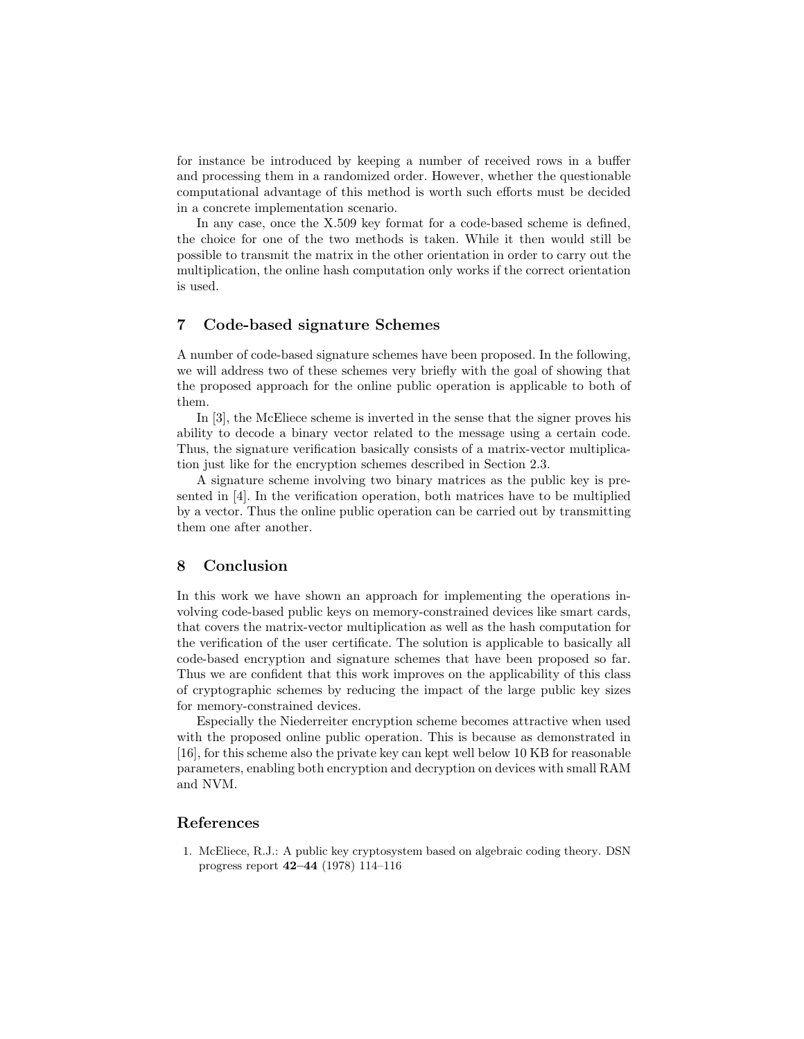for instance be introduced by keeping a number of received rows in a buffer and processing them in a randomized order. However, whether the questionable computational advantage of this method is worth such efforts must be decided in a concrete implementation scenario.

In any case, once the X.509 key format for a code-based scheme is defined, the choice for one of the two methods is taken. While it then would still be possible to transmit the matrix in the other orientation in order to carry out the multiplication, the online hash computation only works if the correct orientation is used.

## 7 Code-based signature Schemes

A number of code-based signature schemes have been proposed. In the following, we will address two of these schemes very briefly with the goal of showing that the proposed approach for the online public operation is applicable to both of them.

In [3], the McEliece scheme is inverted in the sense that the signer proves his ability to decode a binary vector related to the message using a certain code. Thus, the signature verification basically consists of a matrix-vector multiplication just like for the encryption schemes described in Section 2.3.

A signature scheme involving two binary matrices as the public key is presented in [4]. In the verification operation, both matrices have to be multiplied by a vector. Thus the online public operation can be carried out by transmitting them one after another.

## 8 Conclusion

In this work we have shown an approach for implementing the operations involving code-based public keys on memory-constrained devices like smart cards, that covers the matrix-vector multiplication as well as the hash computation for the verification of the user certificate. The solution is applicable to basically all code-based encryption and signature schemes that have been proposed so far. Thus we are confident that this work improves on the applicability of this class of cryptographic schemes by reducing the impact of the large public key sizes for memory-constrained devices.

Especially the Niederreiter encryption scheme becomes attractive when used with the proposed online public operation. This is because as demonstrated in [16], for this scheme also the private key can kept well below 10 KB for reasonable parameters, enabling both encryption and decryption on devices with small RAM and NVM.

## References

1. McEliece, R.J.: A public key cryptosystem based on algebraic coding theory. DSN progress report **42–44** (1978) 114–116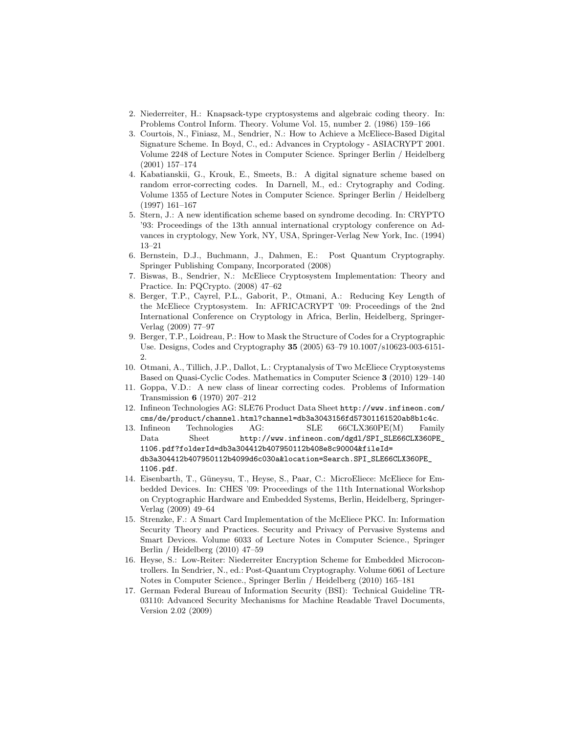2. Niederreiter, H.: Knapsack-type cryptosystems and algebraic coding theory. In: Problems Control Inform. Theory. Volume Vol. 15, number 2. (1986) 159–166
3. Courtois, N., Finiasz, M., Sendrier, N.: How to Achieve a McEliece-Based Digital Signature Scheme. In Boyd, C., ed.: Advances in Cryptology - ASIACRYPT 2001. Volume 2248 of Lecture Notes in Computer Science. Springer Berlin / Heidelberg (2001) 157–174
4. Kabatianskii, G., Krouk, E., Smeets, B.: A digital signature scheme based on random error-correcting codes. In Darnell, M., ed.: Crytography and Coding. Volume 1355 of Lecture Notes in Computer Science. Springer Berlin / Heidelberg (1997) 161–167
5. Stern, J.: A new identification scheme based on syndrome decoding. In: CRYPTO '93: Proceedings of the 13th annual international cryptology conference on Advances in cryptology, New York, NY, USA, Springer-Verlag New York, Inc. (1994) 13–21
6. Bernstein, D.J., Buchmann, J., Dahmen, E.: Post Quantum Cryptography. Springer Publishing Company, Incorporated (2008)
7. Biswas, B., Sendrier, N.: McEliece Cryptosystem Implementation: Theory and Practice. In: PQCrypto. (2008) 47–62
8. Berger, T.P., Cayrel, P.L., Gaborit, P., Otmani, A.: Reducing Key Length of the McEliece Cryptosystem. In: AFRICACRYPT '09: Proceedings of the 2nd International Conference on Cryptology in Africa, Berlin, Heidelberg, Springer-Verlag (2009) 77–97
9. Berger, T.P., Loidreau, P.: How to Mask the Structure of Codes for a Cryptographic Use. Designs, Codes and Cryptography **35** (2005) 63–79 10.1007/s10623-003-6151-2.
10. Otmani, A., Tillich, J.P., Dallot, L.: Cryptanalysis of Two McEliece Cryptosystems Based on Quasi-Cyclic Codes. Mathematics in Computer Science **3** (2010) 129–140
11. Goppa, V.D.: A new class of linear correcting codes. Problems of Information Transmission **6** (1970) 207–212
12. Infineon Technologies AG: SLE76 Product Data Sheet http://www.infineon.com/cms/de/product/channel.html?channel=db3a3043156fd57301161520ab8b1c4c.
13. Infineon Technologies AG: SLE 66CLX360PE(M) Family Data Sheet http://www.infineon.com/dgdl/SPI_SLE66CLX360PE_1106.pdf?folderId=db3a304412b407950112b408e8c90004&fileId=db3a304412b407950112b4099d6c030a&location=Search.SPI_SLE66CLX360PE_1106.pdf.
14. Eisenbarth, T., Güneysu, T., Heyse, S., Paar, C.: MicroEliece: McEliece for Embedded Devices. In: CHES '09: Proceedings of the 11th International Workshop on Cryptographic Hardware and Embedded Systems, Berlin, Heidelberg, Springer-Verlag (2009) 49–64
15. Strenzke, F.: A Smart Card Implementation of the McEliece PKC. In: Information Security Theory and Practices. Security and Privacy of Pervasive Systems and Smart Devices. Volume 6033 of Lecture Notes in Computer Science., Springer Berlin / Heidelberg (2010) 47–59
16. Heyse, S.: Low-Reiter: Niederreiter Encryption Scheme for Embedded Microcontrollers. In Sendrier, N., ed.: Post-Quantum Cryptography. Volume 6061 of Lecture Notes in Computer Science., Springer Berlin / Heidelberg (2010) 165–181
17. German Federal Bureau of Information Security (BSI): Technical Guideline TR-03110: Advanced Security Mechanisms for Machine Readable Travel Documents, Version 2.02 (2009)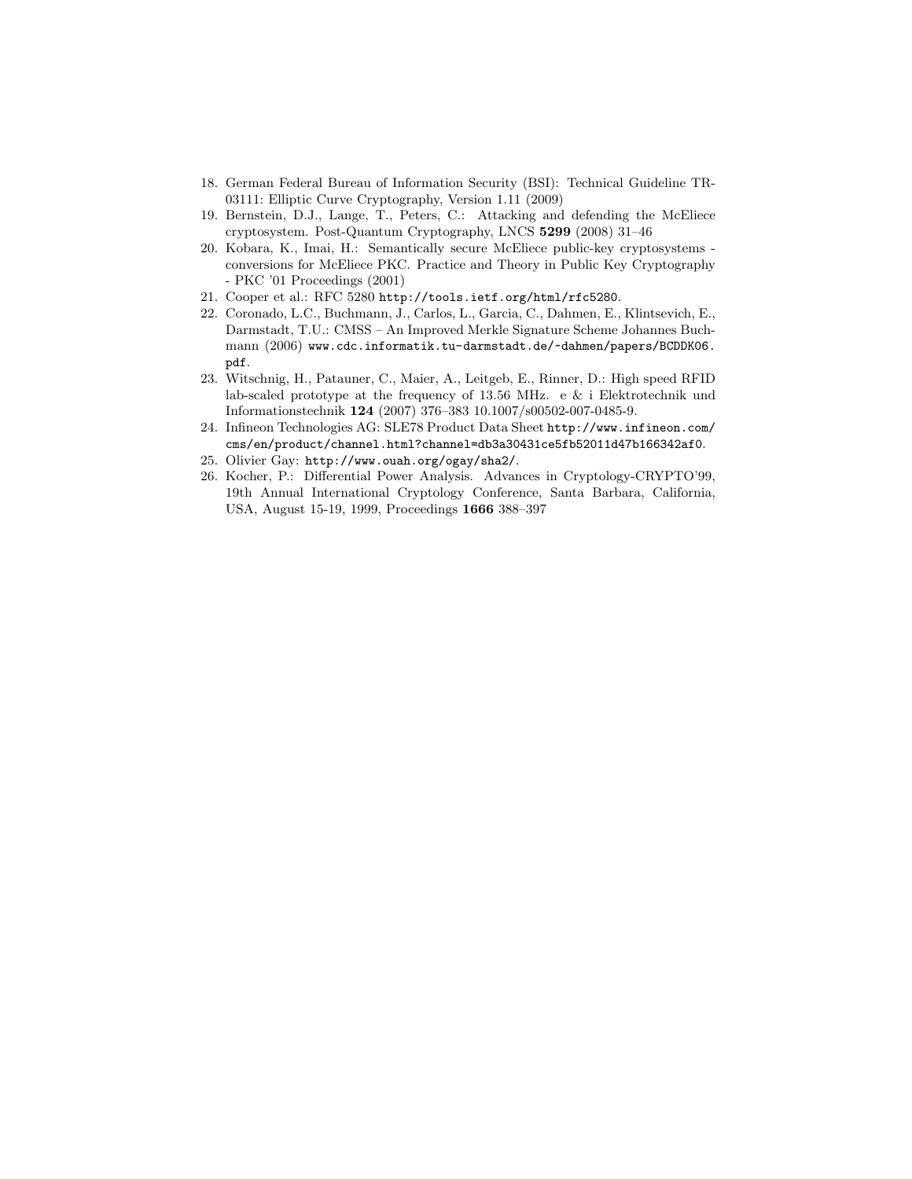18. German Federal Bureau of Information Security (BSI): Technical Guideline TR-03111: Elliptic Curve Cryptography, Version 1.11 (2009)
19. Bernstein, D.J., Lange, T., Peters, C.: Attacking and defending the McEliece cryptosystem. Post-Quantum Cryptography, LNCS **5299** (2008) 31–46
20. Kobara, K., Imai, H.: Semantically secure McEliece public-key cryptosystems - conversions for McEliece PKC. Practice and Theory in Public Key Cryptography - PKC '01 Proceedings (2001)
21. Cooper et al.: RFC 5280 `http://tools.ietf.org/html/rfc5280`.
22. Coronado, L.C., Buchmann, J., Carlos, L., Garcia, C., Dahmen, E., Klintsevich, E., Darmstadt, T.U.: CMSS – An Improved Merkle Signature Scheme Johannes Buchmann (2006) `www.cdc.informatik.tu-darmstadt.de/~dahmen/papers/BCDDK06.pdf`.
23. Witschnig, H., Patauner, C., Maier, A., Leitgeb, E., Rinner, D.: High speed RFID lab-scaled prototype at the frequency of 13.56 MHz. e & i Elektrotechnik und Informationstechnik **124** (2007) 376–383 10.1007/s00502-007-0485-9.
24. Infineon Technologies AG: SLE78 Product Data Sheet `http://www.infineon.com/cms/en/product/channel.html?channel=db3a30431ce5fb52011d47b166342af0`.
25. Olivier Gay: `http://www.ouah.org/ogay/sha2/`.
26. Kocher, P.: Differential Power Analysis. Advances in Cryptology-CRYPTO'99, 19th Annual International Cryptology Conference, Santa Barbara, California, USA, August 15-19, 1999, Proceedings **1666** 388–397